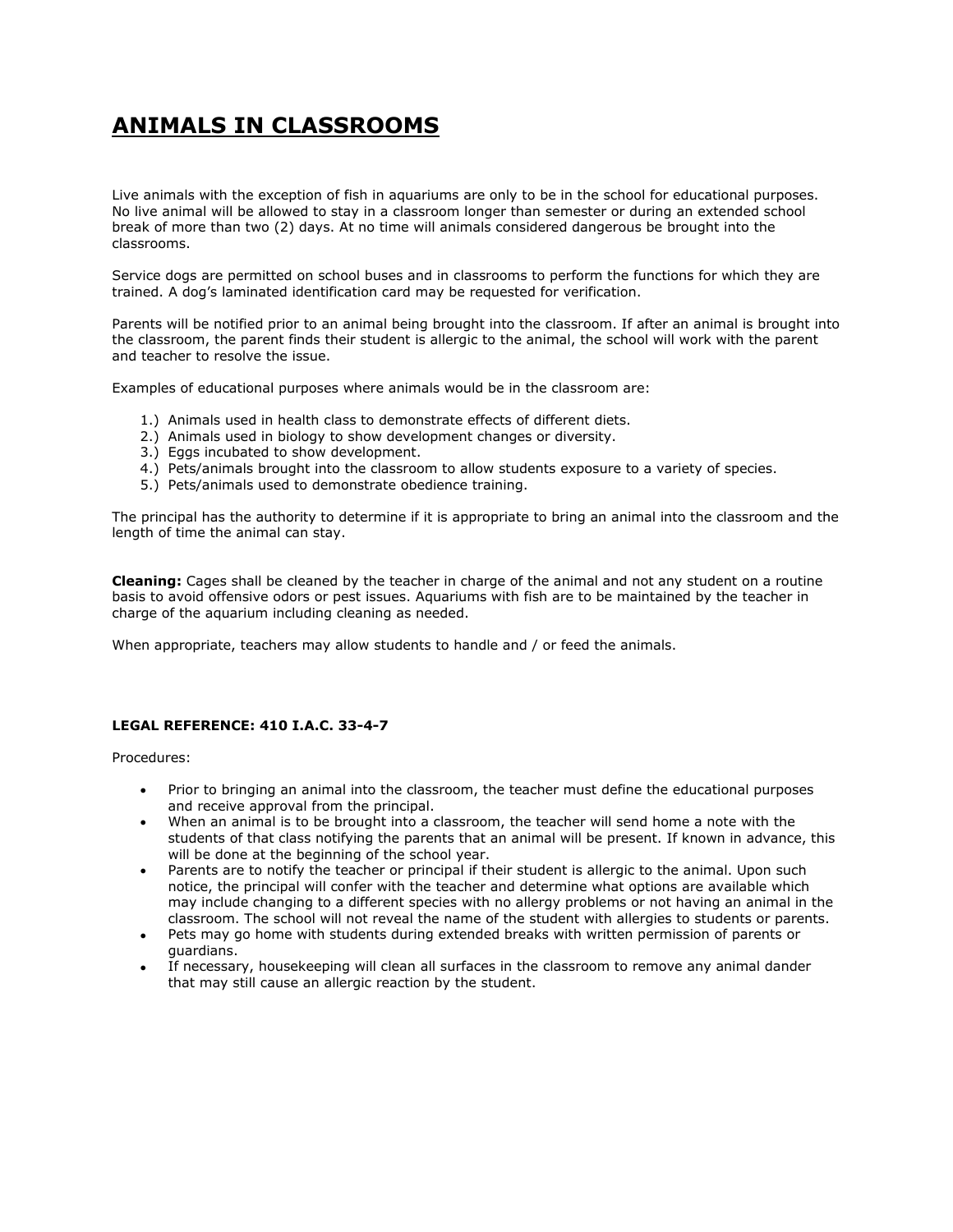# ANIMALS IN CLASSROOMS

Live animals with the exception of fish in aquariums are only to be in the school for educational purposes. No live animal will be allowed to stay in a classroom longer than semester or during an extended school break of more than two (2) days. At no time will animals considered dangerous be brought into the classrooms.

Service dogs are permitted on school buses and in classrooms to perform the functions for which they are trained. A dog's laminated identification card may be requested for verification.

Parents will be notified prior to an animal being brought into the classroom. If after an animal is brought into the classroom, the parent finds their student is allergic to the animal, the school will work with the parent and teacher to resolve the issue.

Examples of educational purposes where animals would be in the classroom are:

1.) Animals used in health class to demonstrate effects of different diets.
2.) Animals used in biology to show development changes or diversity.
3.) Eggs incubated to show development.
4.) Pets/animals brought into the classroom to allow students exposure to a variety of species.
5.) Pets/animals used to demonstrate obedience training.

The principal has the authority to determine if it is appropriate to bring an animal into the classroom and the length of time the animal can stay.

**Cleaning:** Cages shall be cleaned by the teacher in charge of the animal and not any student on a routine basis to avoid offensive odors or pest issues. Aquariums with fish are to be maintained by the teacher in charge of the aquarium including cleaning as needed.

When appropriate, teachers may allow students to handle and / or feed the animals.

**LEGAL REFERENCE: 410 I.A.C. 33-4-7**

Procedures:

- Prior to bringing an animal into the classroom, the teacher must define the educational purposes and receive approval from the principal.
- When an animal is to be brought into a classroom, the teacher will send home a note with the students of that class notifying the parents that an animal will be present. If known in advance, this will be done at the beginning of the school year.
- Parents are to notify the teacher or principal if their student is allergic to the animal. Upon such notice, the principal will confer with the teacher and determine what options are available which may include changing to a different species with no allergy problems or not having an animal in the classroom. The school will not reveal the name of the student with allergies to students or parents.
- Pets may go home with students during extended breaks with written permission of parents or guardians.
- If necessary, housekeeping will clean all surfaces in the classroom to remove any animal dander that may still cause an allergic reaction by the student.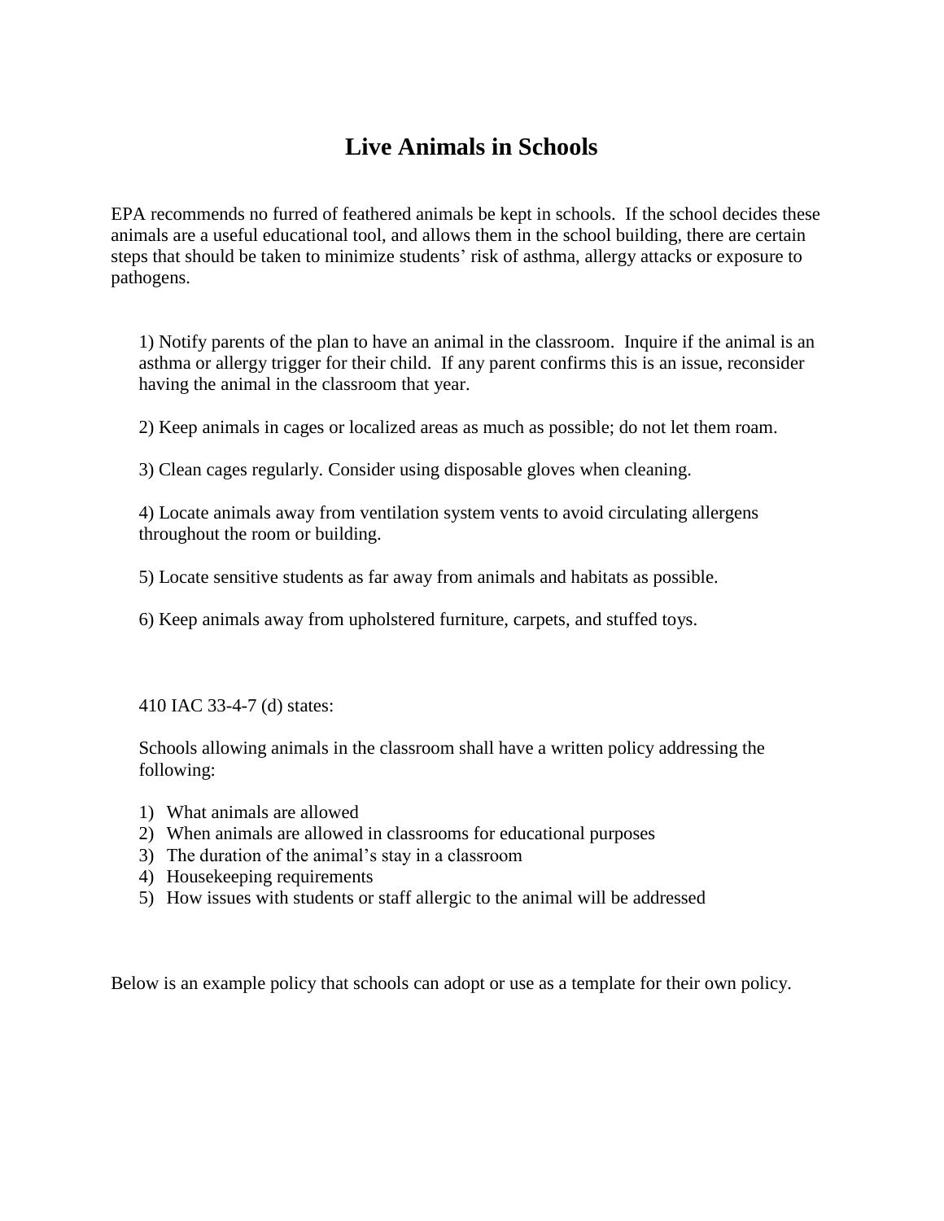# Live Animals in Schools

EPA recommends no furred of feathered animals be kept in schools. If the school decides these animals are a useful educational tool, and allows them in the school building, there are certain steps that should be taken to minimize students' risk of asthma, allergy attacks or exposure to pathogens.

1) Notify parents of the plan to have an animal in the classroom. Inquire if the animal is an asthma or allergy trigger for their child. If any parent confirms this is an issue, reconsider having the animal in the classroom that year.

2) Keep animals in cages or localized areas as much as possible; do not let them roam.

3) Clean cages regularly. Consider using disposable gloves when cleaning.

4) Locate animals away from ventilation system vents to avoid circulating allergens throughout the room or building.

5) Locate sensitive students as far away from animals and habitats as possible.

6) Keep animals away from upholstered furniture, carpets, and stuffed toys.

410 IAC 33-4-7 (d) states:

Schools allowing animals in the classroom shall have a written policy addressing the following:

1) What animals are allowed
2) When animals are allowed in classrooms for educational purposes
3) The duration of the animal's stay in a classroom
4) Housekeeping requirements
5) How issues with students or staff allergic to the animal will be addressed

Below is an example policy that schools can adopt or use as a template for their own policy.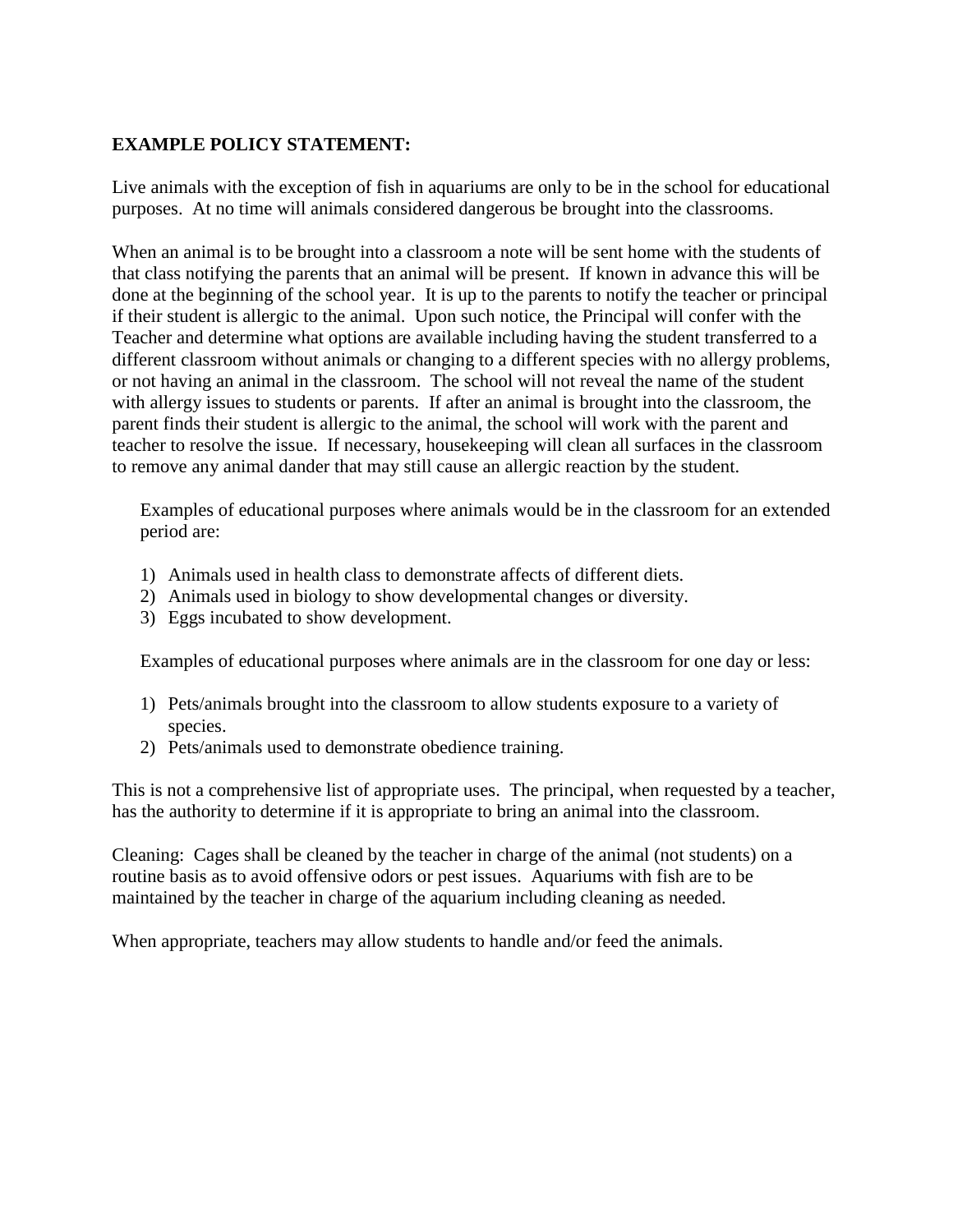**EXAMPLE POLICY STATEMENT:**

Live animals with the exception of fish in aquariums are only to be in the school for educational purposes. At no time will animals considered dangerous be brought into the classrooms.

When an animal is to be brought into a classroom a note will be sent home with the students of that class notifying the parents that an animal will be present. If known in advance this will be done at the beginning of the school year. It is up to the parents to notify the teacher or principal if their student is allergic to the animal. Upon such notice, the Principal will confer with the Teacher and determine what options are available including having the student transferred to a different classroom without animals or changing to a different species with no allergy problems, or not having an animal in the classroom. The school will not reveal the name of the student with allergy issues to students or parents. If after an animal is brought into the classroom, the parent finds their student is allergic to the animal, the school will work with the parent and teacher to resolve the issue. If necessary, housekeeping will clean all surfaces in the classroom to remove any animal dander that may still cause an allergic reaction by the student.

Examples of educational purposes where animals would be in the classroom for an extended period are:

1) Animals used in health class to demonstrate affects of different diets.
2) Animals used in biology to show developmental changes or diversity.
3) Eggs incubated to show development.

Examples of educational purposes where animals are in the classroom for one day or less:

1) Pets/animals brought into the classroom to allow students exposure to a variety of species.
2) Pets/animals used to demonstrate obedience training.

This is not a comprehensive list of appropriate uses. The principal, when requested by a teacher, has the authority to determine if it is appropriate to bring an animal into the classroom.

Cleaning: Cages shall be cleaned by the teacher in charge of the animal (not students) on a routine basis as to avoid offensive odors or pest issues. Aquariums with fish are to be maintained by the teacher in charge of the aquarium including cleaning as needed.

When appropriate, teachers may allow students to handle and/or feed the animals.